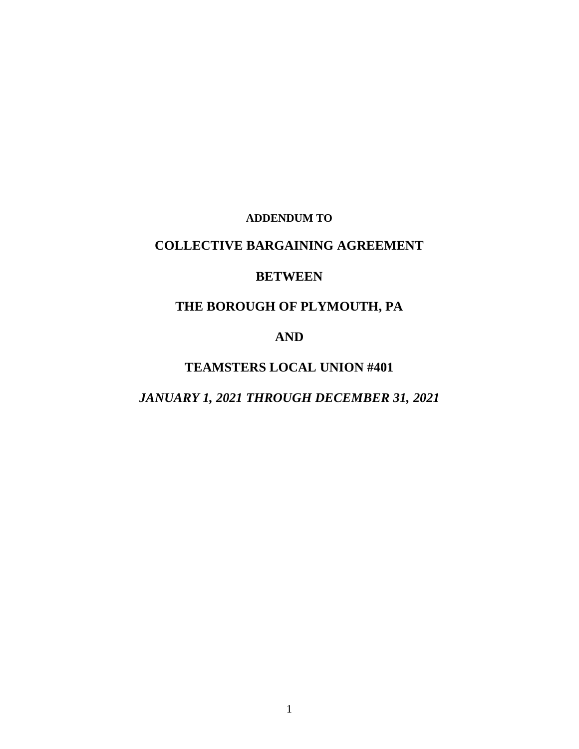**ADDENDUM TO**

# COLLECTIVE BARGAINING AGREEMENT

# BETWEEN

# THE BOROUGH OF PLYMOUTH, PA

# AND

# TEAMSTERS LOCAL UNION #401

***JANUARY 1, 2021 THROUGH DECEMBER 31, 2021***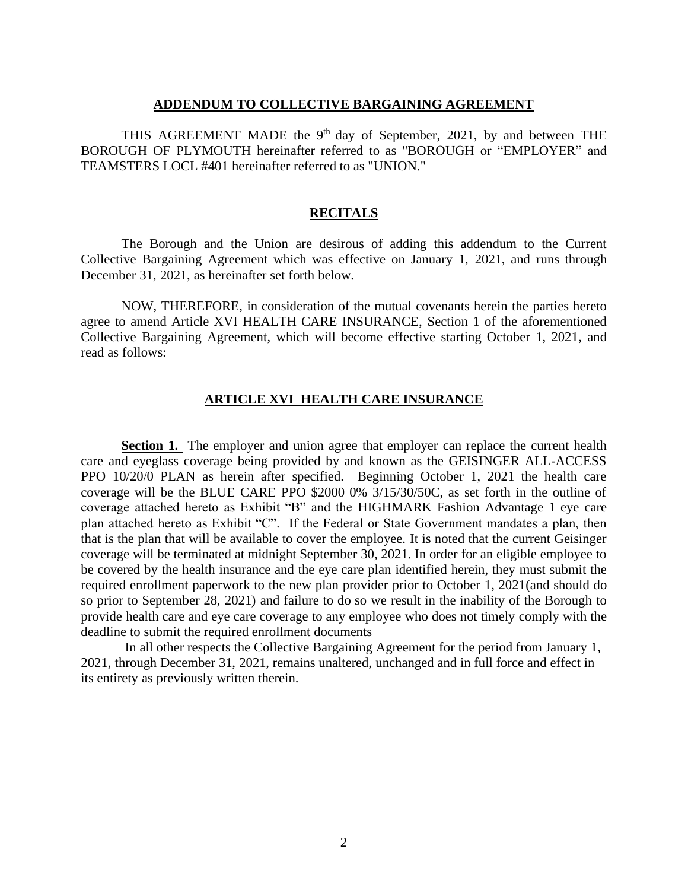## ADDENDUM TO COLLECTIVE BARGAINING AGREEMENT

THIS AGREEMENT MADE the 9th day of September, 2021, by and between THE BOROUGH OF PLYMOUTH hereinafter referred to as "BOROUGH or "EMPLOYER" and TEAMSTERS LOCL #401 hereinafter referred to as "UNION."

## RECITALS

The Borough and the Union are desirous of adding this addendum to the Current Collective Bargaining Agreement which was effective on January 1, 2021, and runs through December 31, 2021, as hereinafter set forth below.

NOW, THEREFORE, in consideration of the mutual covenants herein the parties hereto agree to amend Article XVI HEALTH CARE INSURANCE, Section 1 of the aforementioned Collective Bargaining Agreement, which will become effective starting October 1, 2021, and read as follows:

## ARTICLE XVI HEALTH CARE INSURANCE

**Section 1.** The employer and union agree that employer can replace the current health care and eyeglass coverage being provided by and known as the GEISINGER ALL-ACCESS PPO 10/20/0 PLAN as herein after specified. Beginning October 1, 2021 the health care coverage will be the BLUE CARE PPO $2000 0% 3/15/30/50C, as set forth in the outline of coverage attached hereto as Exhibit "B" and the HIGHMARK Fashion Advantage 1 eye care plan attached hereto as Exhibit "C". If the Federal or State Government mandates a plan, then that is the plan that will be available to cover the employee. It is noted that the current Geisinger coverage will be terminated at midnight September 30, 2021. In order for an eligible employee to be covered by the health insurance and the eye care plan identified herein, they must submit the required enrollment paperwork to the new plan provider prior to October 1, 2021(and should do so prior to September 28, 2021) and failure to do so we result in the inability of the Borough to provide health care and eye care coverage to any employee who does not timely comply with the deadline to submit the required enrollment documents

In all other respects the Collective Bargaining Agreement for the period from January 1, 2021, through December 31, 2021, remains unaltered, unchanged and in full force and effect in its entirety as previously written therein.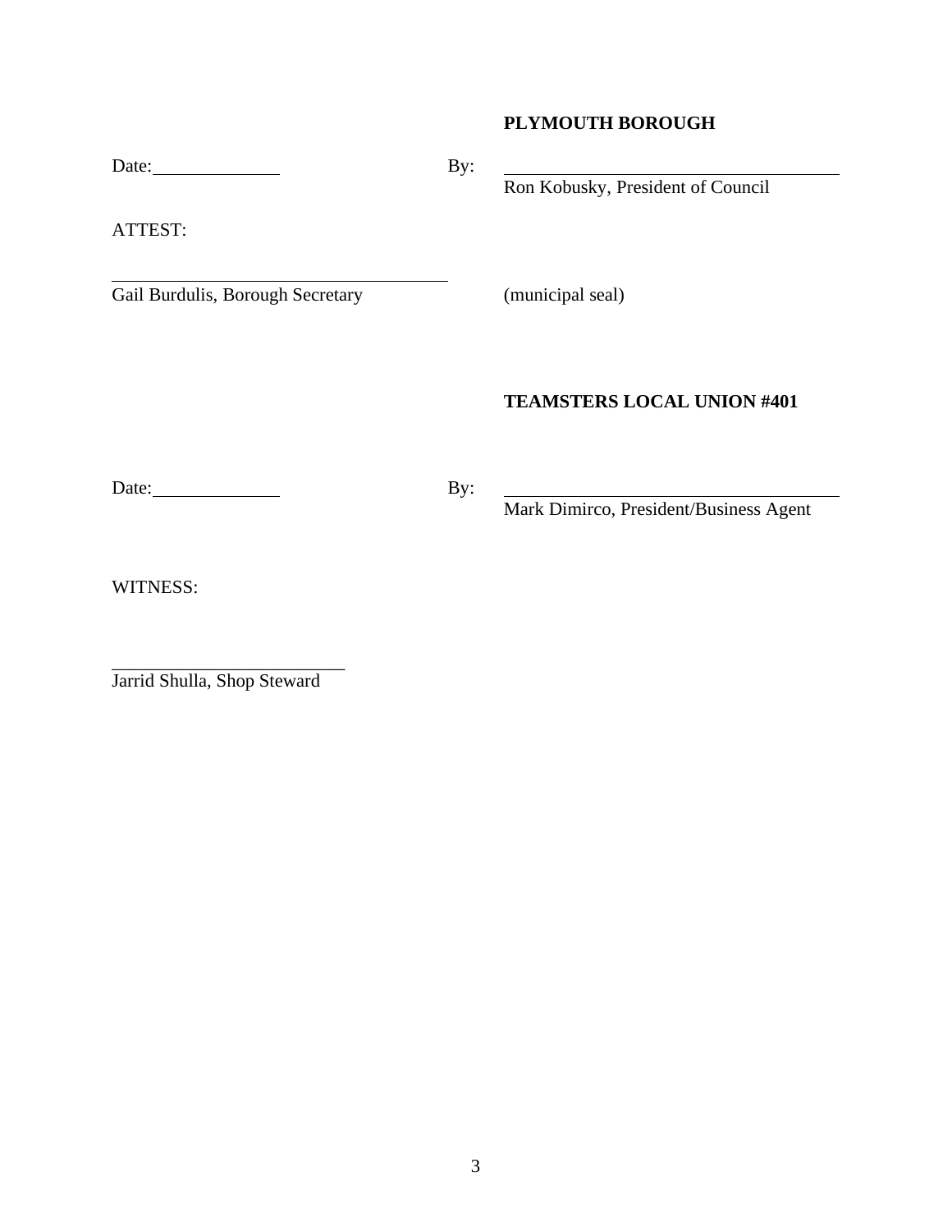**PLYMOUTH BOROUGH**

Date:______________ By: ____________________________________

Ron Kobusky, President of Council

ATTEST:

____________________________________

Gail Burdulis, Borough Secretary (municipal seal)

**TEAMSTERS LOCAL UNION #401**

Date:______________ By: ____________________________________

Mark Dimirco, President/Business Agent

WITNESS:

__________________________

Jarrid Shulla, Shop Steward